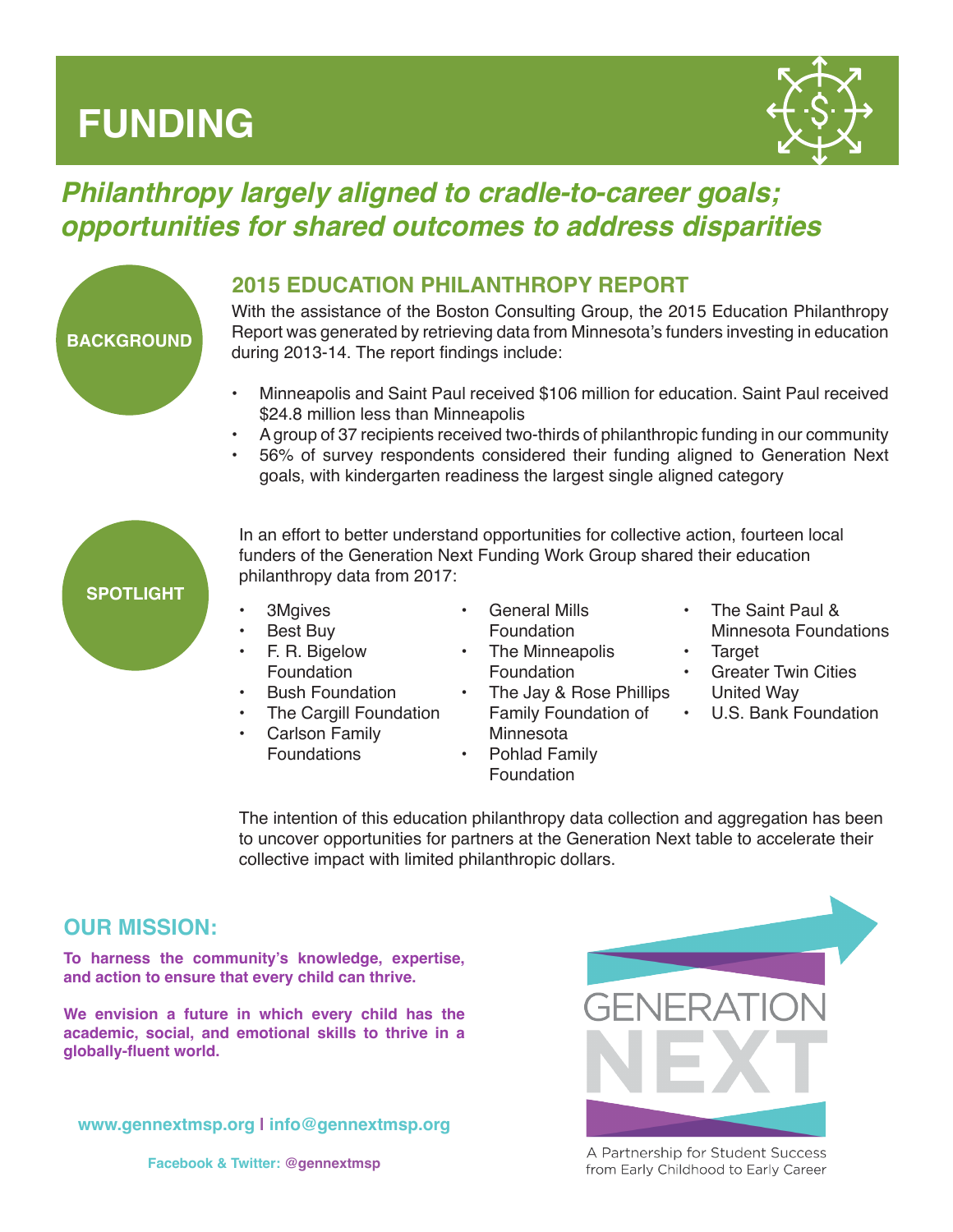# FUNDING

## *Philanthropy largely aligned to cradle-to-career goals; opportunities for shared outcomes to address disparities*

**BACKGROUND**

### 2015 EDUCATION PHILANTHROPY REPORT

With the assistance of the Boston Consulting Group, the 2015 Education Philanthropy Report was generated by retrieving data from Minnesota's funders investing in education during 2013-14. The report findings include:

- Minneapolis and Saint Paul received $106 million for education. Saint Paul received $24.8 million less than Minneapolis
- A group of 37 recipients received two-thirds of philanthropic funding in our community
- 56% of survey respondents considered their funding aligned to Generation Next goals, with kindergarten readiness the largest single aligned category

**SPOTLIGHT**

In an effort to better understand opportunities for collective action, fourteen local funders of the Generation Next Funding Work Group shared their education philanthropy data from 2017:

- 3Mgives
- Best Buy
- F. R. Bigelow Foundation
- Bush Foundation
- The Cargill Foundation
- Carlson Family Foundations
- General Mills Foundation
- The Minneapolis Foundation
- The Jay & Rose Phillips Family Foundation of Minnesota
- Pohlad Family Foundation
- The Saint Paul & Minnesota Foundations
- Target
- Greater Twin Cities United Way
- U.S. Bank Foundation

The intention of this education philanthropy data collection and aggregation has been to uncover opportunities for partners at the Generation Next table to accelerate their collective impact with limited philanthropic dollars.

## OUR MISSION:

**To harness the community's knowledge, expertise, and action to ensure that every child can thrive.**

**We envision a future in which every child has the academic, social, and emotional skills to thrive in a globally-fluent world.**

**www.gennextmsp.org | info@gennextmsp.org**

**Facebook & Twitter: @gennextmsp**

GENERATION NEXT

A Partnership for Student Success from Early Childhood to Early Career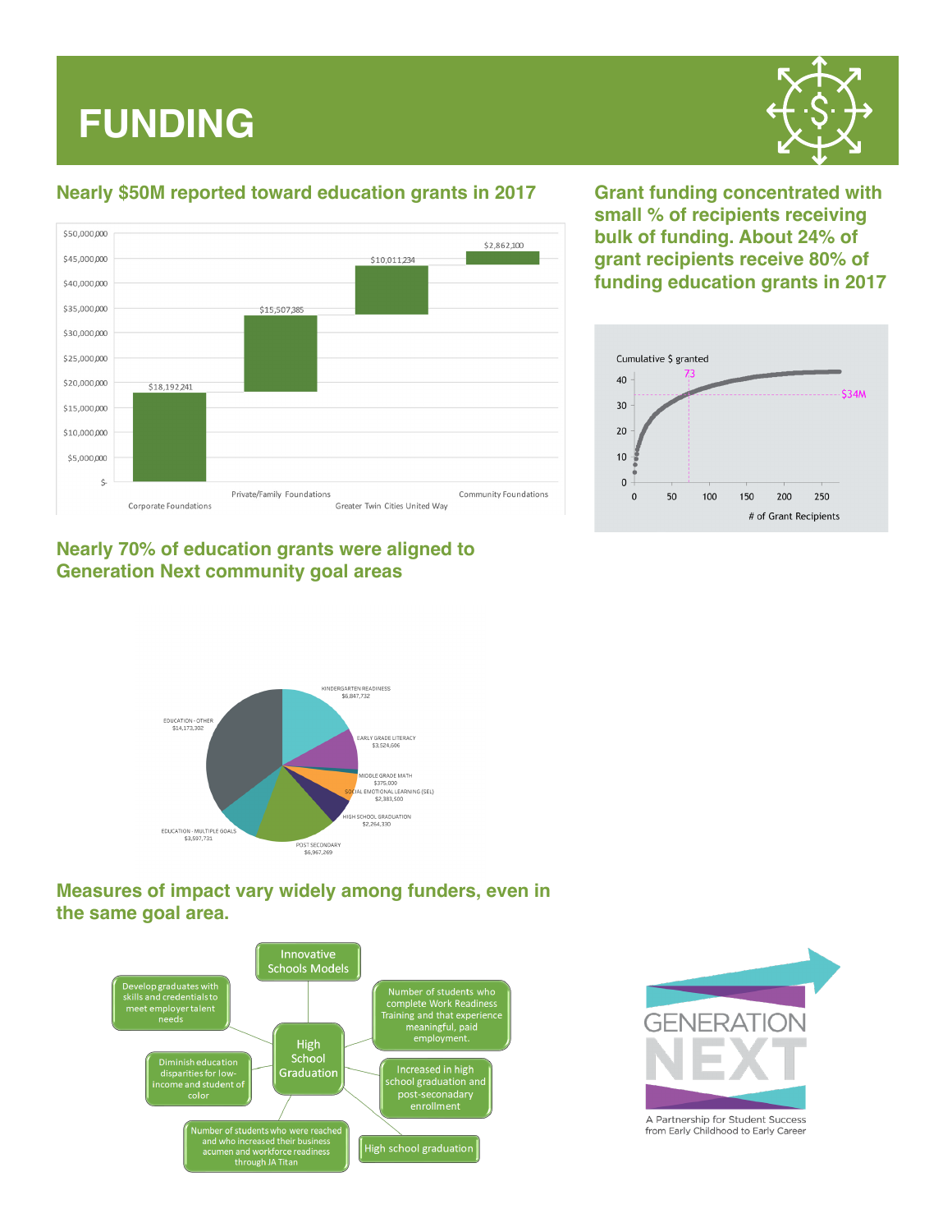# FUNDING

## Nearly $50M reported toward education grants in 2017

$50,000,000
$45,000,000
$40,000,000
$35,000,000
$30,000,000
$25,000,000
$20,000,000
$15,000,000
$10,000,000
$5,000,000
$-

$18,192,241
$15,507,385
$10,011,234
$2,862,100

Corporate Foundations
Private/Family Foundations
Greater Twin Cities United Way
Community Foundations

## Grant funding concentrated with small % of recipients receiving bulk of funding. About 24% of grant recipients receive 80% of funding education grants in 2017

Cumulative $ granted
40
30
20
10
0
0 50 100 150 200 250
73
$34M
# of Grant Recipients

## Nearly 70% of education grants were aligned to Generation Next community goal areas

KINDERGARTEN READINESS
$6,847,732

EARLY GRADE LITERACY
$3,524,606

MIDDLE GRADE MATH
$375,000

SOCIAL EMOTIONAL LEARNING (SEL)
$2,383,500

HIGH SCHOOL GRADUATION
$2,264,330

POST SECONDARY
$6,967,269

EDUCATION - MULTIPLE GOALS
$3,597,731

EDUCATION - OTHER
$14,173,302

## Measures of impact vary widely among funders, even in the same goal area.

High School Graduation

Innovative Schools Models

Develop graduates with skills and credentials to meet employer talent needs

Number of students who complete Work Readiness Training and that experience meaningful, paid employment.

Diminish education disparities for low-income and student of color

Increased in high school graduation and post-seconadary enrollment

Number of students who were reached and who increased their business acumen and workforce readiness through JA Titan

High school graduation

GENERATION NEXT
A Partnership for Student Success from Early Childhood to Early Career